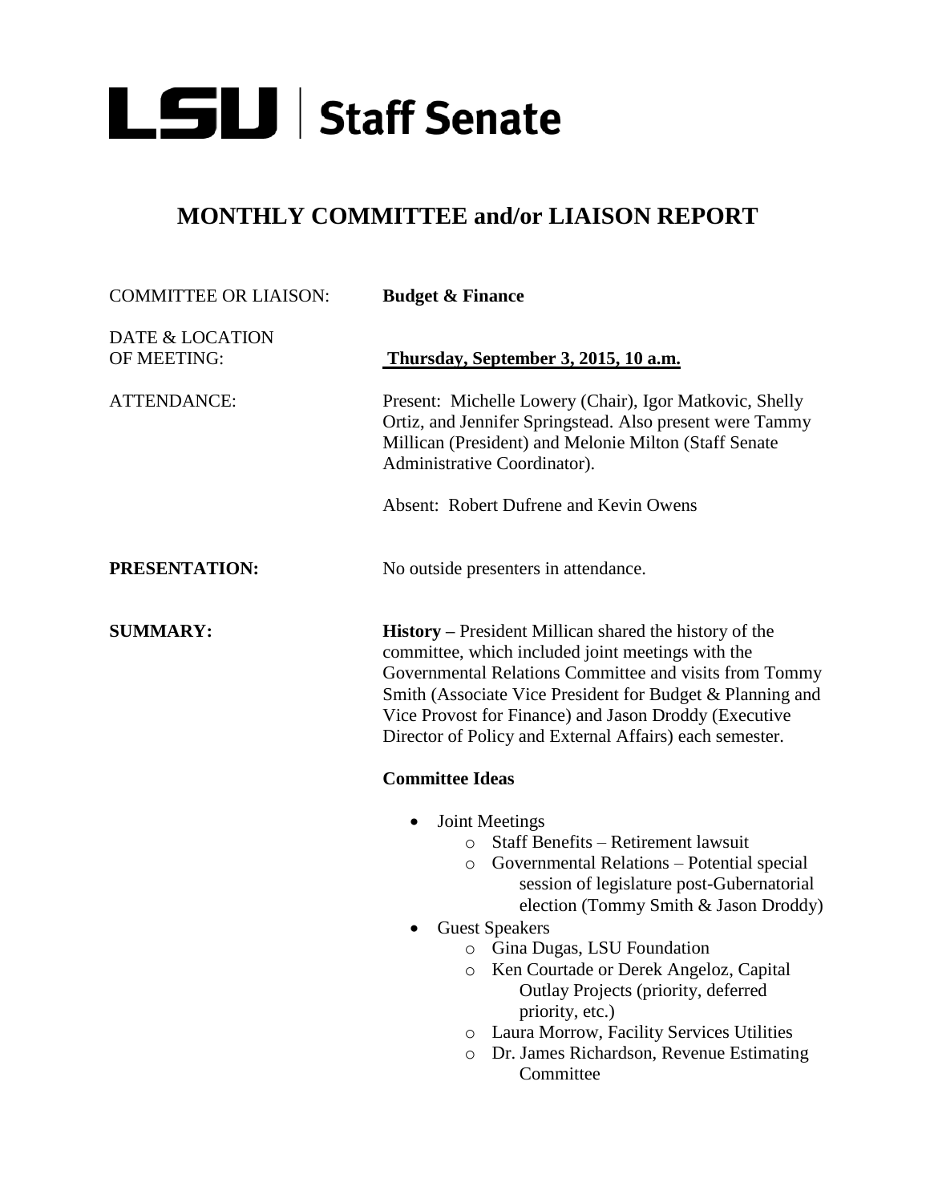# LSU | Staff Senate

## MONTHLY COMMITTEE and/or LIAISON REPORT

COMMITTEE OR LIAISON: **Budget & Finance**

DATE & LOCATION OF MEETING: **Thursday, September 3, 2015, 10 a.m.**

ATTENDANCE: Present: Michelle Lowery (Chair), Igor Matkovic, Shelly Ortiz, and Jennifer Springstead. Also present were Tammy Millican (President) and Melonie Milton (Staff Senate Administrative Coordinator).

Absent: Robert Dufrene and Kevin Owens

**PRESENTATION:** No outside presenters in attendance.

**SUMMARY:** **History –** President Millican shared the history of the committee, which included joint meetings with the Governmental Relations Committee and visits from Tommy Smith (Associate Vice President for Budget & Planning and Vice Provost for Finance) and Jason Droddy (Executive Director of Policy and External Affairs) each semester.

**Committee Ideas**

- Joint Meetings
  - Staff Benefits – Retirement lawsuit
  - Governmental Relations – Potential special session of legislature post-Gubernatorial election (Tommy Smith & Jason Droddy)
- Guest Speakers
  - Gina Dugas, LSU Foundation
  - Ken Courtade or Derek Angeloz, Capital Outlay Projects (priority, deferred priority, etc.)
  - Laura Morrow, Facility Services Utilities
  - Dr. James Richardson, Revenue Estimating Committee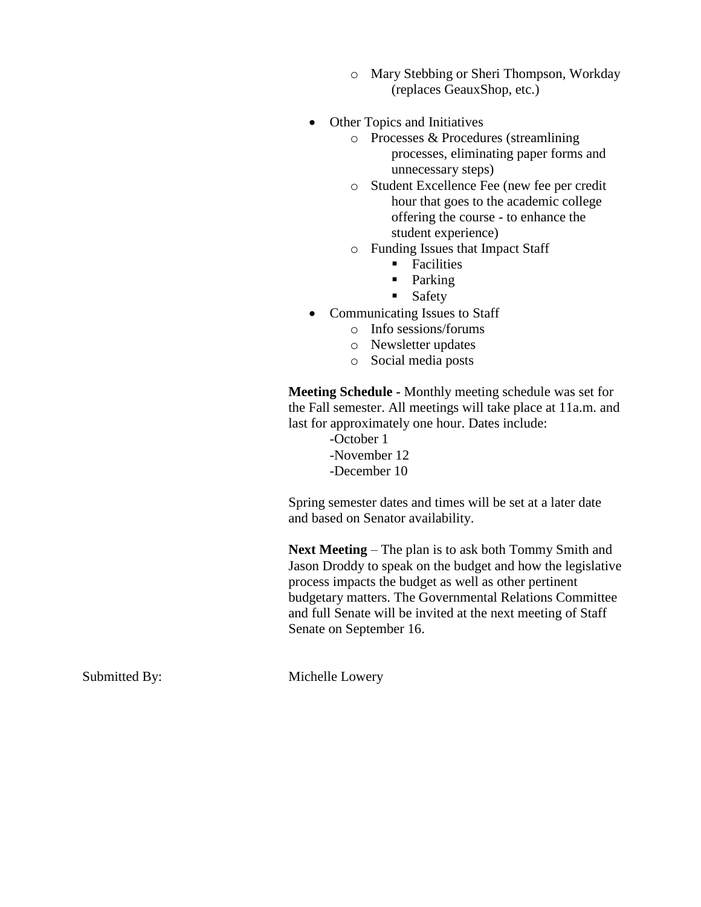- Mary Stebbing or Sheri Thompson, Workday (replaces GeauxShop, etc.)

- Other Topics and Initiatives
    - Processes & Procedures (streamlining processes, eliminating paper forms and unnecessary steps)
    - Student Excellence Fee (new fee per credit hour that goes to the academic college offering the course - to enhance the student experience)
    - Funding Issues that Impact Staff
        - Facilities
        - Parking
        - Safety
- Communicating Issues to Staff
    - Info sessions/forums
    - Newsletter updates
    - Social media posts

**Meeting Schedule -** Monthly meeting schedule was set for the Fall semester. All meetings will take place at 11a.m. and last for approximately one hour. Dates include:

-October 1
-November 12
-December 10

Spring semester dates and times will be set at a later date and based on Senator availability.

**Next Meeting** – The plan is to ask both Tommy Smith and Jason Droddy to speak on the budget and how the legislative process impacts the budget as well as other pertinent budgetary matters. The Governmental Relations Committee and full Senate will be invited at the next meeting of Staff Senate on September 16.

Submitted By: Michelle Lowery